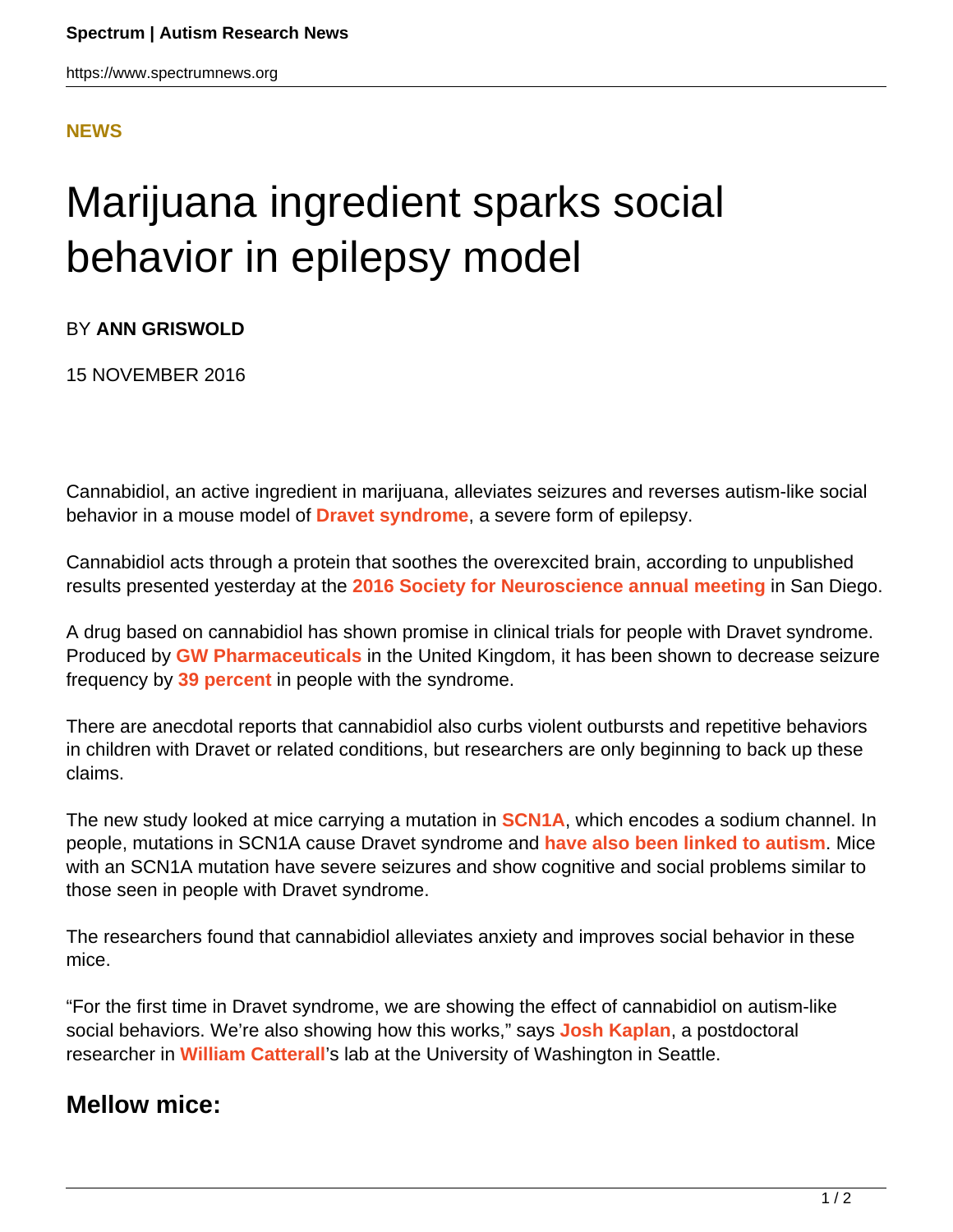**NEWS**

# Marijuana ingredient sparks social behavior in epilepsy model

BY **ANN GRISWOLD**

15 NOVEMBER 2016

Cannabidiol, an active ingredient in marijuana, alleviates seizures and reverses autism-like social behavior in a mouse model of **Dravet syndrome**, a severe form of epilepsy.

Cannabidiol acts through a protein that soothes the overexcited brain, according to unpublished results presented yesterday at the **2016 Society for Neuroscience annual meeting** in San Diego.

A drug based on cannabidiol has shown promise in clinical trials for people with Dravet syndrome. Produced by **GW Pharmaceuticals** in the United Kingdom, it has been shown to decrease seizure frequency by **39 percent** in people with the syndrome.

There are anecdotal reports that cannabidiol also curbs violent outbursts and repetitive behaviors in children with Dravet or related conditions, but researchers are only beginning to back up these claims.

The new study looked at mice carrying a mutation in **SCN1A**, which encodes a sodium channel. In people, mutations in SCN1A cause Dravet syndrome and **have also been linked to autism**. Mice with an SCN1A mutation have severe seizures and show cognitive and social problems similar to those seen in people with Dravet syndrome.

The researchers found that cannabidiol alleviates anxiety and improves social behavior in these mice.

"For the first time in Dravet syndrome, we are showing the effect of cannabidiol on autism-like social behaviors. We're also showing how this works," says **Josh Kaplan**, a postdoctoral researcher in **William Catterall**'s lab at the University of Washington in Seattle.

## Mellow mice: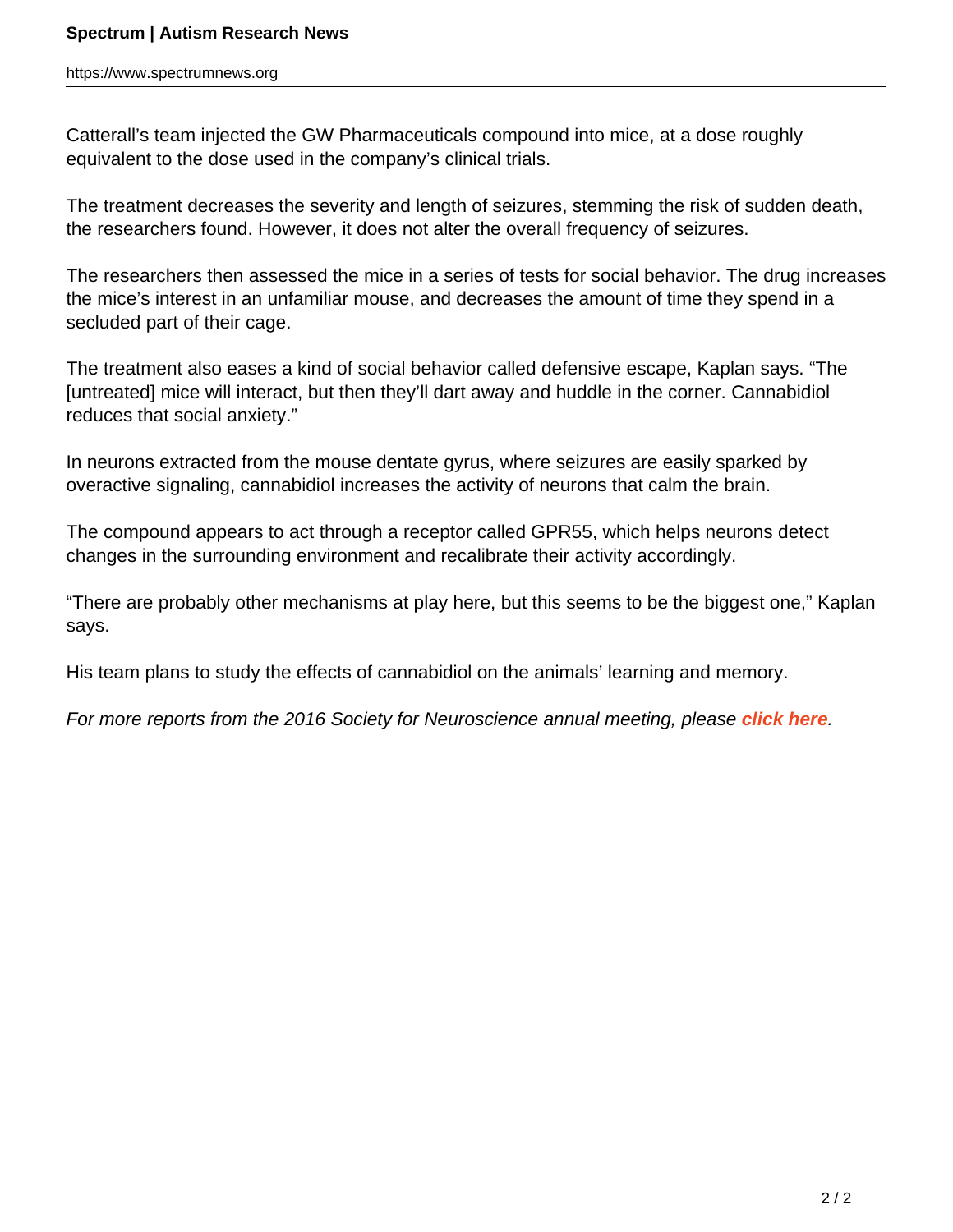Catterall's team injected the GW Pharmaceuticals compound into mice, at a dose roughly equivalent to the dose used in the company's clinical trials.

The treatment decreases the severity and length of seizures, stemming the risk of sudden death, the researchers found. However, it does not alter the overall frequency of seizures.

The researchers then assessed the mice in a series of tests for social behavior. The drug increases the mice's interest in an unfamiliar mouse, and decreases the amount of time they spend in a secluded part of their cage.

The treatment also eases a kind of social behavior called defensive escape, Kaplan says. "The [untreated] mice will interact, but then they'll dart away and huddle in the corner. Cannabidiol reduces that social anxiety."

In neurons extracted from the mouse dentate gyrus, where seizures are easily sparked by overactive signaling, cannabidiol increases the activity of neurons that calm the brain.

The compound appears to act through a receptor called GPR55, which helps neurons detect changes in the surrounding environment and recalibrate their activity accordingly.

"There are probably other mechanisms at play here, but this seems to be the biggest one," Kaplan says.

His team plans to study the effects of cannabidiol on the animals' learning and memory.

*For more reports from the 2016 Society for Neuroscience annual meeting, please **click here**.*